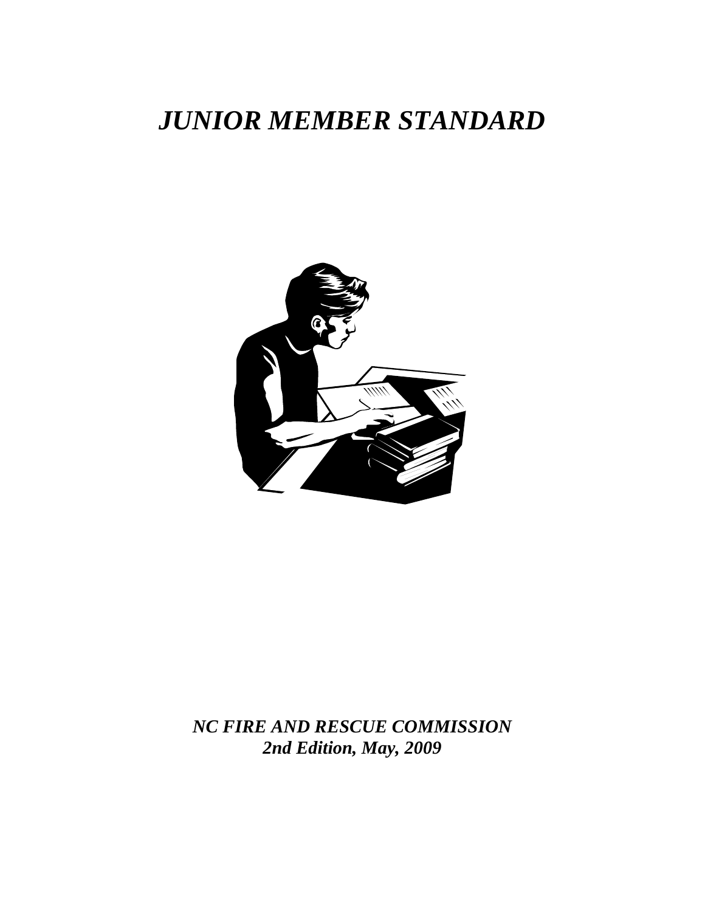# *JUNIOR MEMBER STANDARD*

***NC FIRE AND RESCUE COMMISSION***
***2nd Edition, May, 2009***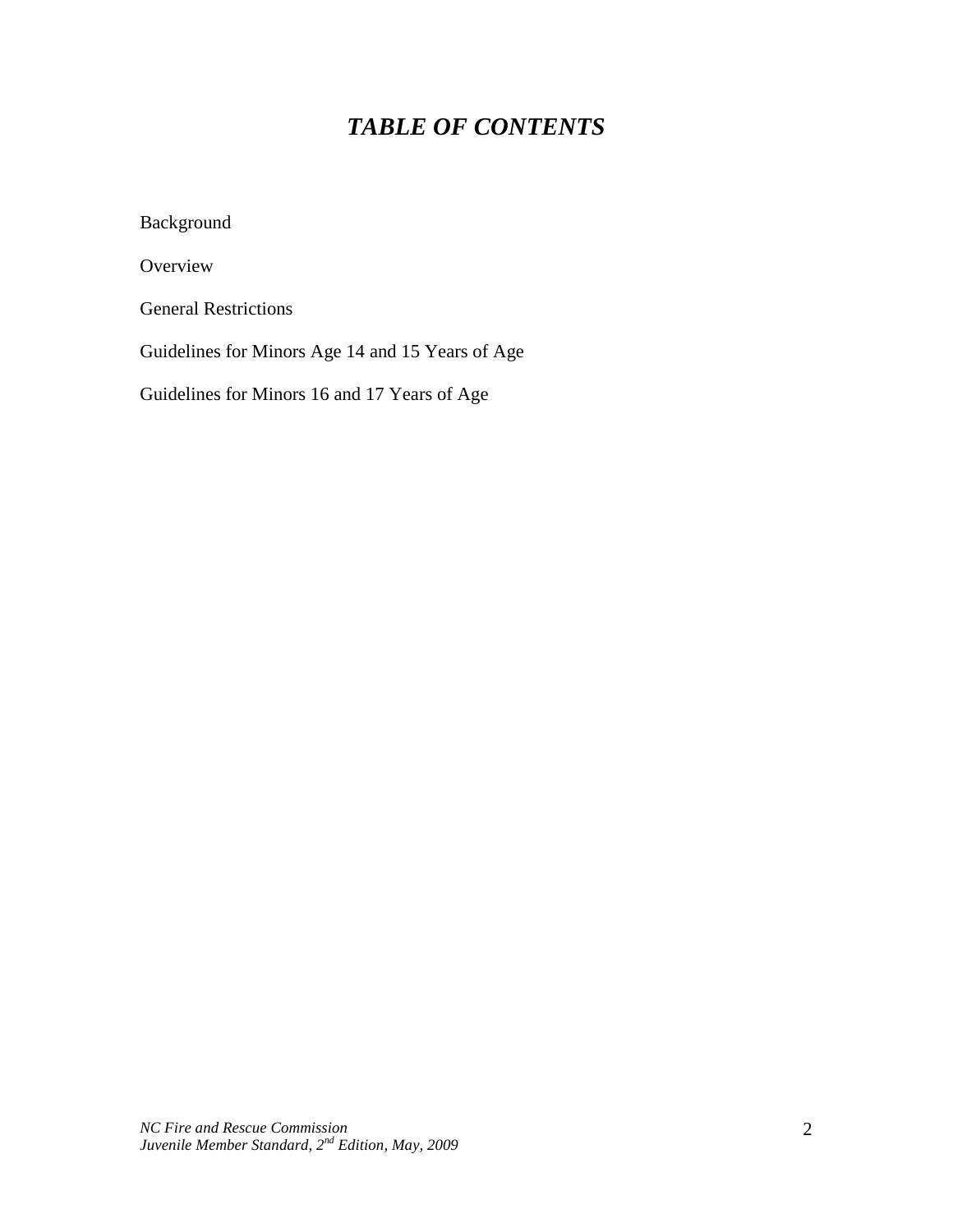# *TABLE OF CONTENTS*

Background

Overview

General Restrictions

Guidelines for Minors Age 14 and 15 Years of Age

Guidelines for Minors 16 and 17 Years of Age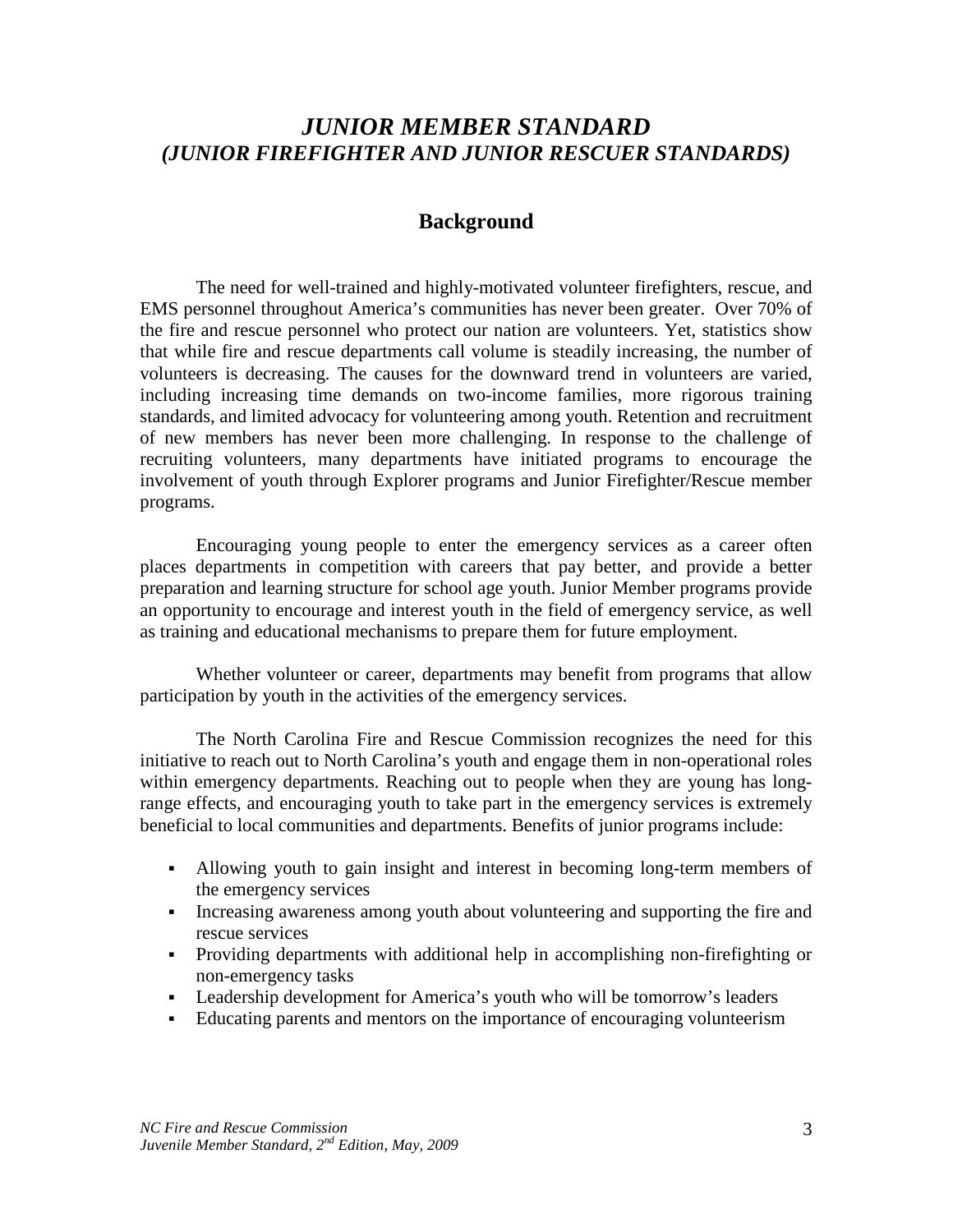# *JUNIOR MEMBER STANDARD*
## *(JUNIOR FIREFIGHTER AND JUNIOR RESCUER STANDARDS)*

## Background

The need for well-trained and highly-motivated volunteer firefighters, rescue, and EMS personnel throughout America's communities has never been greater. Over 70% of the fire and rescue personnel who protect our nation are volunteers. Yet, statistics show that while fire and rescue departments call volume is steadily increasing, the number of volunteers is decreasing. The causes for the downward trend in volunteers are varied, including increasing time demands on two-income families, more rigorous training standards, and limited advocacy for volunteering among youth. Retention and recruitment of new members has never been more challenging. In response to the challenge of recruiting volunteers, many departments have initiated programs to encourage the involvement of youth through Explorer programs and Junior Firefighter/Rescue member programs.

Encouraging young people to enter the emergency services as a career often places departments in competition with careers that pay better, and provide a better preparation and learning structure for school age youth. Junior Member programs provide an opportunity to encourage and interest youth in the field of emergency service, as well as training and educational mechanisms to prepare them for future employment.

Whether volunteer or career, departments may benefit from programs that allow participation by youth in the activities of the emergency services.

The North Carolina Fire and Rescue Commission recognizes the need for this initiative to reach out to North Carolina's youth and engage them in non-operational roles within emergency departments. Reaching out to people when they are young has long-range effects, and encouraging youth to take part in the emergency services is extremely beneficial to local communities and departments. Benefits of junior programs include:

- Allowing youth to gain insight and interest in becoming long-term members of the emergency services
- Increasing awareness among youth about volunteering and supporting the fire and rescue services
- Providing departments with additional help in accomplishing non-firefighting or non-emergency tasks
- Leadership development for America's youth who will be tomorrow's leaders
- Educating parents and mentors on the importance of encouraging volunteerism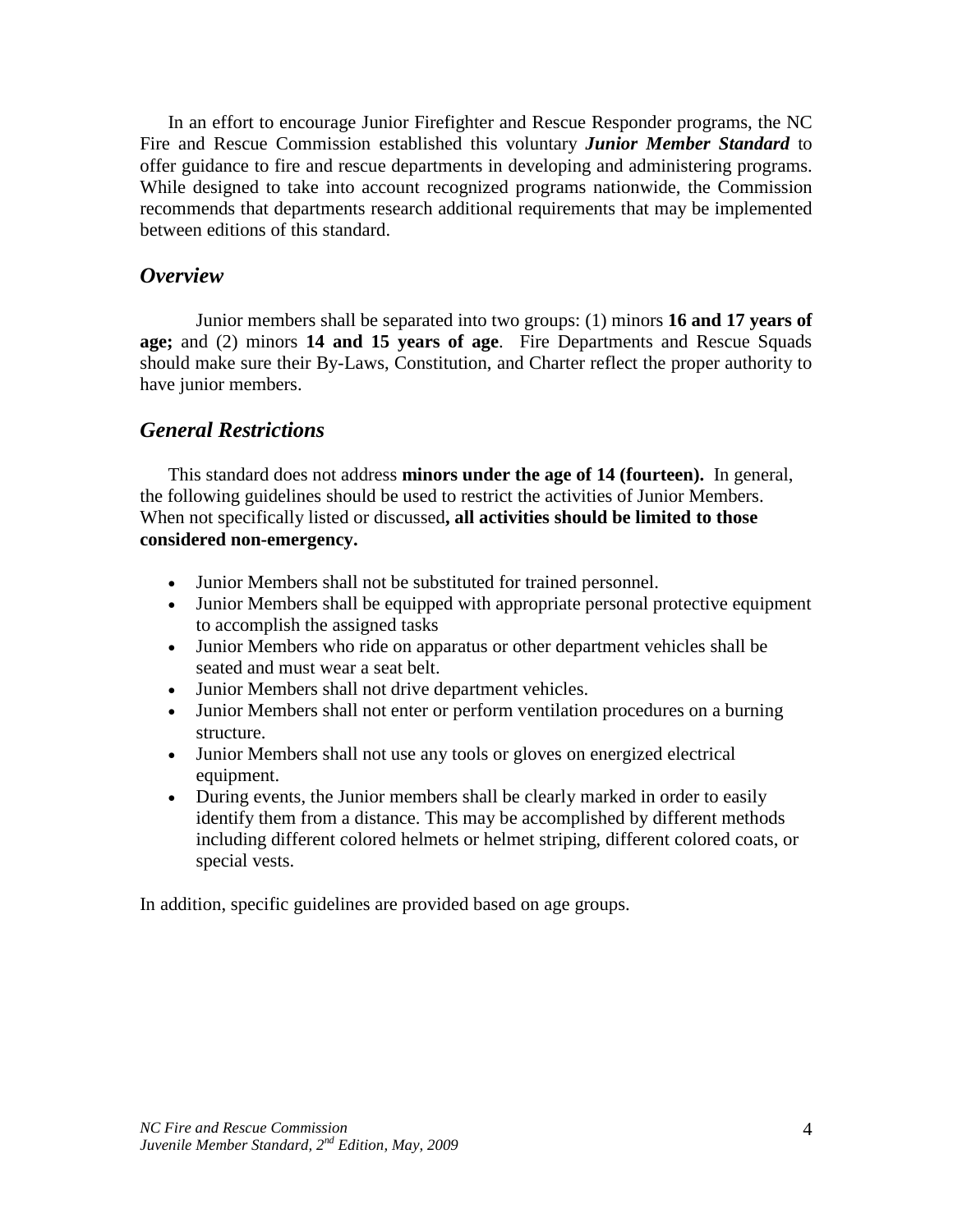In an effort to encourage Junior Firefighter and Rescue Responder programs, the NC Fire and Rescue Commission established this voluntary ***Junior Member Standard*** to offer guidance to fire and rescue departments in developing and administering programs. While designed to take into account recognized programs nationwide, the Commission recommends that departments research additional requirements that may be implemented between editions of this standard.

## *Overview*

Junior members shall be separated into two groups: (1) minors **16 and 17 years of age;** and (2) minors **14 and 15 years of age**. Fire Departments and Rescue Squads should make sure their By-Laws, Constitution, and Charter reflect the proper authority to have junior members.

## *General Restrictions*

This standard does not address **minors under the age of 14 (fourteen).** In general, the following guidelines should be used to restrict the activities of Junior Members. When not specifically listed or discussed**, all activities should be limited to those considered non-emergency.**

- Junior Members shall not be substituted for trained personnel.
- Junior Members shall be equipped with appropriate personal protective equipment to accomplish the assigned tasks
- Junior Members who ride on apparatus or other department vehicles shall be seated and must wear a seat belt.
- Junior Members shall not drive department vehicles.
- Junior Members shall not enter or perform ventilation procedures on a burning structure.
- Junior Members shall not use any tools or gloves on energized electrical equipment.
- During events, the Junior members shall be clearly marked in order to easily identify them from a distance. This may be accomplished by different methods including different colored helmets or helmet striping, different colored coats, or special vests.

In addition, specific guidelines are provided based on age groups.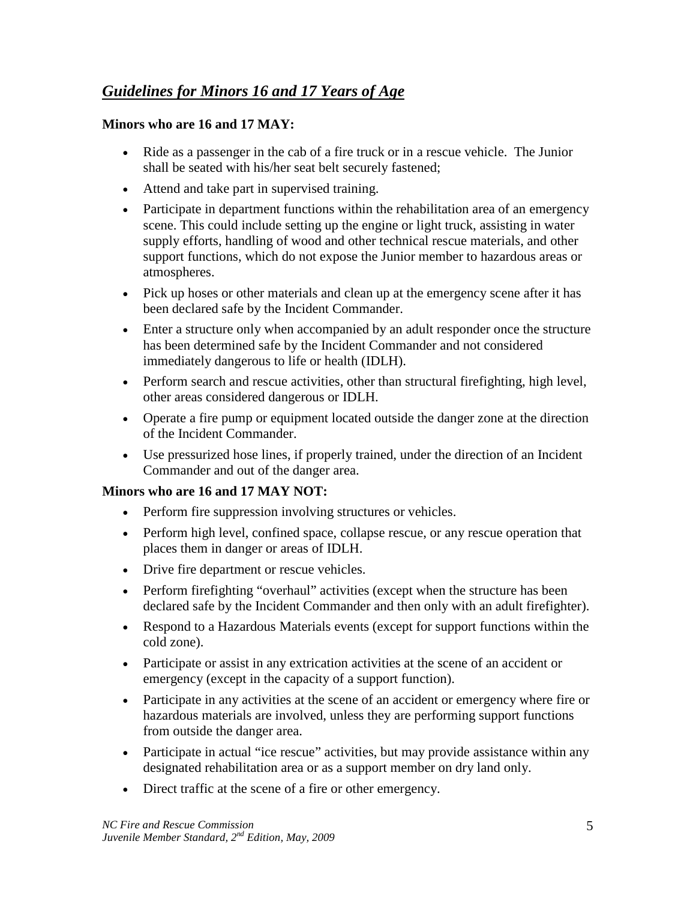## ***Guidelines for Minors 16 and 17 Years of Age***

**Minors who are 16 and 17 MAY:**

- Ride as a passenger in the cab of a fire truck or in a rescue vehicle. The Junior shall be seated with his/her seat belt securely fastened;
- Attend and take part in supervised training.
- Participate in department functions within the rehabilitation area of an emergency scene. This could include setting up the engine or light truck, assisting in water supply efforts, handling of wood and other technical rescue materials, and other support functions, which do not expose the Junior member to hazardous areas or atmospheres.
- Pick up hoses or other materials and clean up at the emergency scene after it has been declared safe by the Incident Commander.
- Enter a structure only when accompanied by an adult responder once the structure has been determined safe by the Incident Commander and not considered immediately dangerous to life or health (IDLH).
- Perform search and rescue activities, other than structural firefighting, high level, other areas considered dangerous or IDLH.
- Operate a fire pump or equipment located outside the danger zone at the direction of the Incident Commander.
- Use pressurized hose lines, if properly trained, under the direction of an Incident Commander and out of the danger area.

**Minors who are 16 and 17 MAY NOT:**

- Perform fire suppression involving structures or vehicles.
- Perform high level, confined space, collapse rescue, or any rescue operation that places them in danger or areas of IDLH.
- Drive fire department or rescue vehicles.
- Perform firefighting "overhaul" activities (except when the structure has been declared safe by the Incident Commander and then only with an adult firefighter).
- Respond to a Hazardous Materials events (except for support functions within the cold zone).
- Participate or assist in any extrication activities at the scene of an accident or emergency (except in the capacity of a support function).
- Participate in any activities at the scene of an accident or emergency where fire or hazardous materials are involved, unless they are performing support functions from outside the danger area.
- Participate in actual "ice rescue" activities, but may provide assistance within any designated rehabilitation area or as a support member on dry land only.
- Direct traffic at the scene of a fire or other emergency.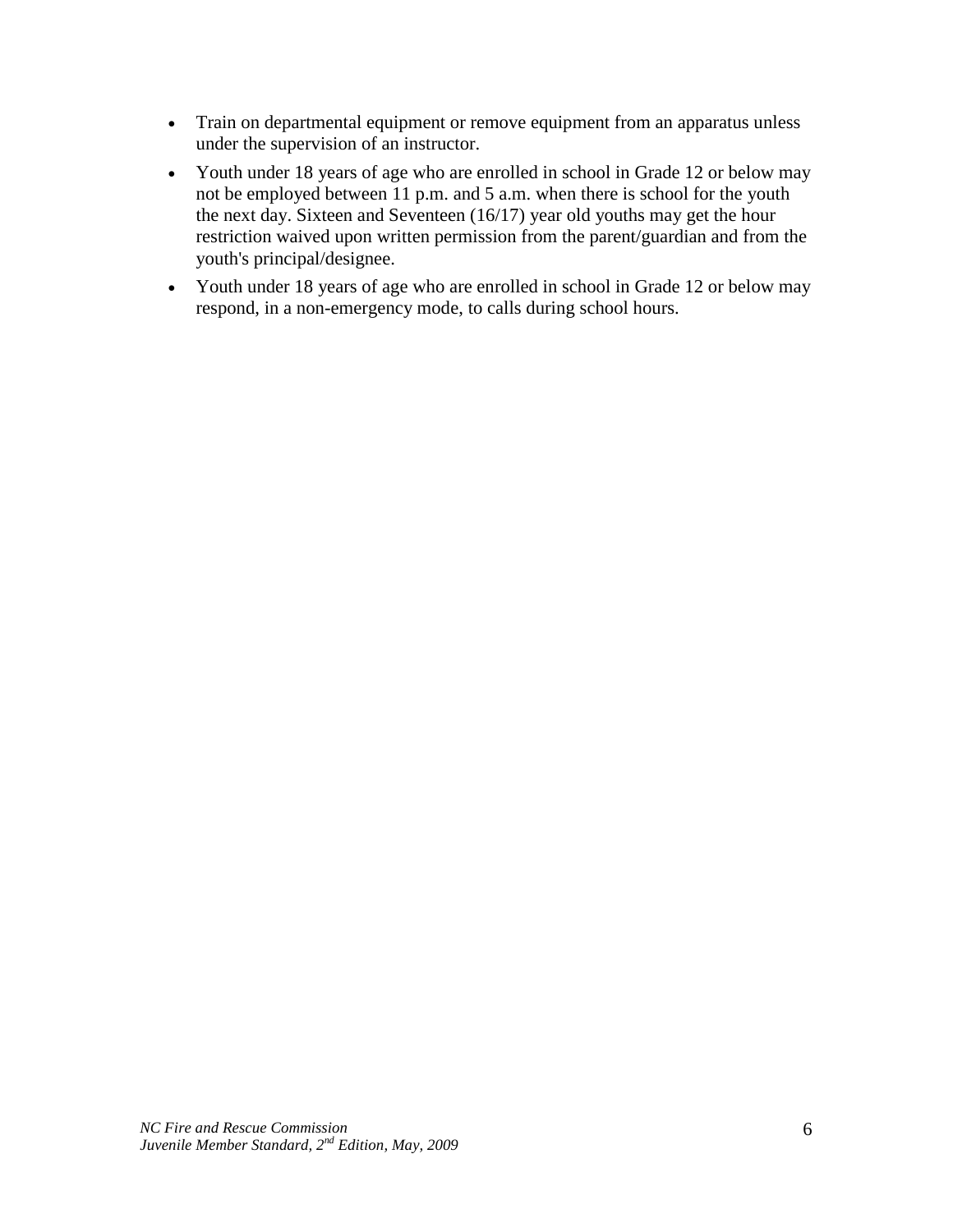- Train on departmental equipment or remove equipment from an apparatus unless under the supervision of an instructor.
- Youth under 18 years of age who are enrolled in school in Grade 12 or below may not be employed between 11 p.m. and 5 a.m. when there is school for the youth the next day. Sixteen and Seventeen (16/17) year old youths may get the hour restriction waived upon written permission from the parent/guardian and from the youth's principal/designee.
- Youth under 18 years of age who are enrolled in school in Grade 12 or below may respond, in a non-emergency mode, to calls during school hours.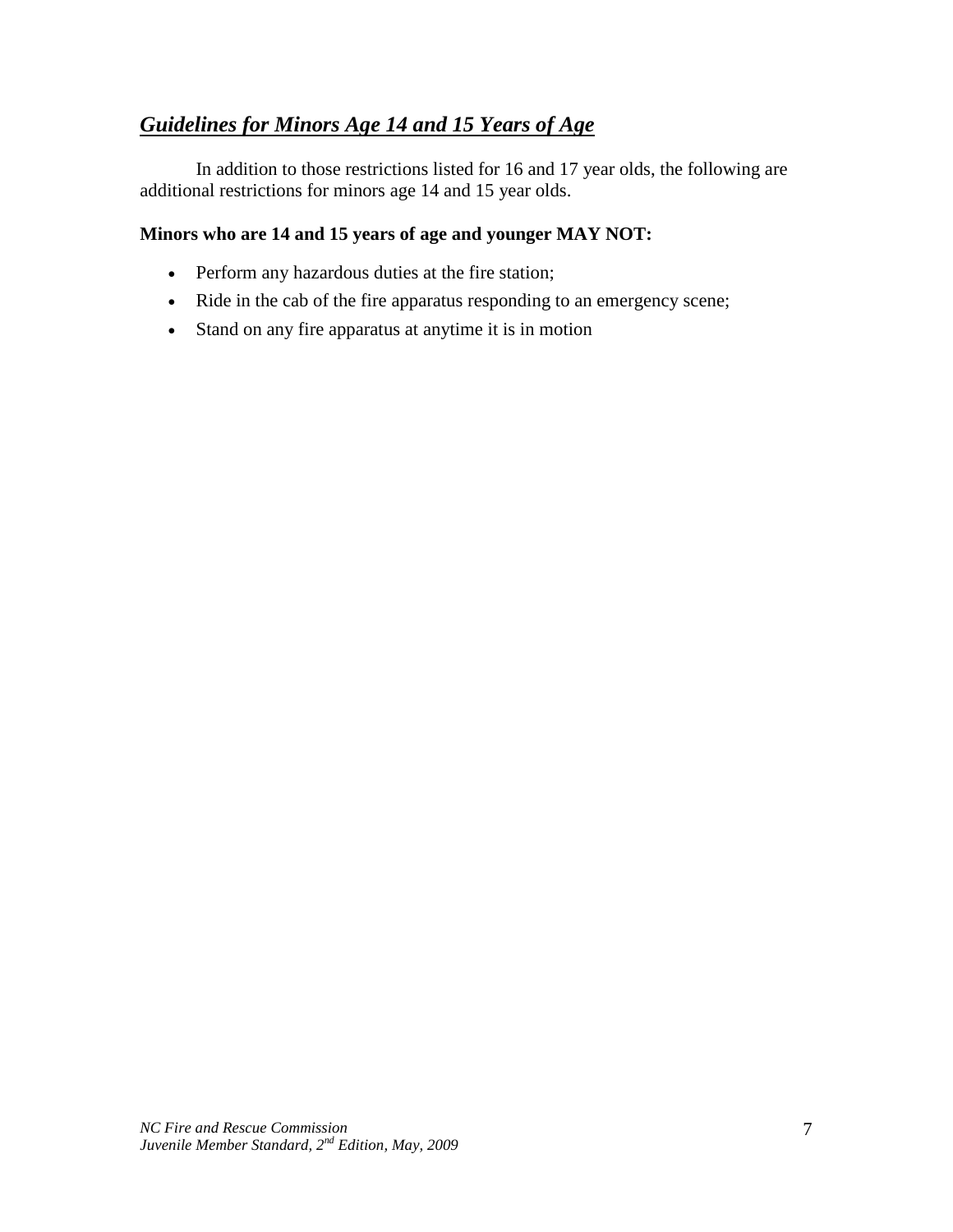## ***Guidelines for Minors Age 14 and 15 Years of Age***

In addition to those restrictions listed for 16 and 17 year olds, the following are additional restrictions for minors age 14 and 15 year olds.

**Minors who are 14 and 15 years of age and younger MAY NOT:**

- Perform any hazardous duties at the fire station;
- Ride in the cab of the fire apparatus responding to an emergency scene;
- Stand on any fire apparatus at anytime it is in motion